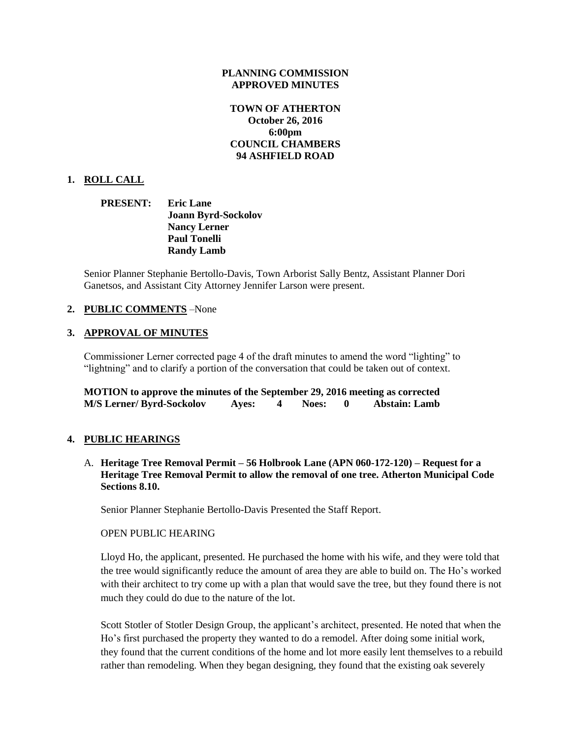**PLANNING COMMISSION**
**APPROVED MINUTES**

**TOWN OF ATHERTON**
**October 26, 2016**
**6:00pm**
**COUNCIL CHAMBERS**
**94 ASHFIELD ROAD**

## 1. ROLL CALL

**PRESENT:** **Eric Lane**
**Joann Byrd-Sockolov**
**Nancy Lerner**
**Paul Tonelli**
**Randy Lamb**

Senior Planner Stephanie Bertollo-Davis, Town Arborist Sally Bentz, Assistant Planner Dori Ganetsos, and Assistant City Attorney Jennifer Larson were present.

## 2. PUBLIC COMMENTS –None

## 3. APPROVAL OF MINUTES

Commissioner Lerner corrected page 4 of the draft minutes to amend the word "lighting" to "lightning" and to clarify a portion of the conversation that could be taken out of context.

**MOTION to approve the minutes of the September 29, 2016 meeting as corrected**
**M/S Lerner/ Byrd-Sockolov Ayes: 4 Noes: 0 Abstain: Lamb**

## 4. PUBLIC HEARINGS

A. **Heritage Tree Removal Permit – 56 Holbrook Lane (APN 060-172-120) – Request for a Heritage Tree Removal Permit to allow the removal of one tree. Atherton Municipal Code Sections 8.10.**

Senior Planner Stephanie Bertollo-Davis Presented the Staff Report.

OPEN PUBLIC HEARING

Lloyd Ho, the applicant, presented. He purchased the home with his wife, and they were told that the tree would significantly reduce the amount of area they are able to build on. The Ho's worked with their architect to try come up with a plan that would save the tree, but they found there is not much they could do due to the nature of the lot.

Scott Stotler of Stotler Design Group, the applicant's architect, presented. He noted that when the Ho's first purchased the property they wanted to do a remodel. After doing some initial work, they found that the current conditions of the home and lot more easily lent themselves to a rebuild rather than remodeling. When they began designing, they found that the existing oak severely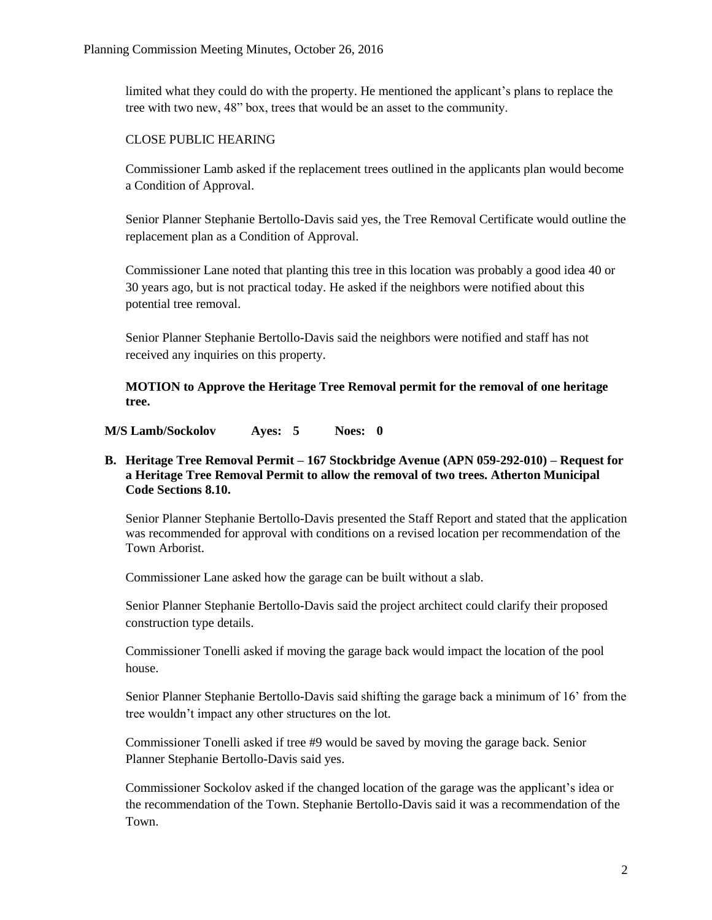limited what they could do with the property. He mentioned the applicant's plans to replace the tree with two new, 48" box, trees that would be an asset to the community.

CLOSE PUBLIC HEARING

Commissioner Lamb asked if the replacement trees outlined in the applicants plan would become a Condition of Approval.

Senior Planner Stephanie Bertollo-Davis said yes, the Tree Removal Certificate would outline the replacement plan as a Condition of Approval.

Commissioner Lane noted that planting this tree in this location was probably a good idea 40 or 30 years ago, but is not practical today. He asked if the neighbors were notified about this potential tree removal.

Senior Planner Stephanie Bertollo-Davis said the neighbors were notified and staff has not received any inquiries on this property.

**MOTION to Approve the Heritage Tree Removal permit for the removal of one heritage tree.**

**M/S Lamb/Sockolov Ayes: 5 Noes: 0**

**B. Heritage Tree Removal Permit – 167 Stockbridge Avenue (APN 059-292-010) – Request for a Heritage Tree Removal Permit to allow the removal of two trees. Atherton Municipal Code Sections 8.10.**

Senior Planner Stephanie Bertollo-Davis presented the Staff Report and stated that the application was recommended for approval with conditions on a revised location per recommendation of the Town Arborist.

Commissioner Lane asked how the garage can be built without a slab.

Senior Planner Stephanie Bertollo-Davis said the project architect could clarify their proposed construction type details.

Commissioner Tonelli asked if moving the garage back would impact the location of the pool house.

Senior Planner Stephanie Bertollo-Davis said shifting the garage back a minimum of 16' from the tree wouldn't impact any other structures on the lot.

Commissioner Tonelli asked if tree #9 would be saved by moving the garage back. Senior Planner Stephanie Bertollo-Davis said yes.

Commissioner Sockolov asked if the changed location of the garage was the applicant's idea or the recommendation of the Town. Stephanie Bertollo-Davis said it was a recommendation of the Town.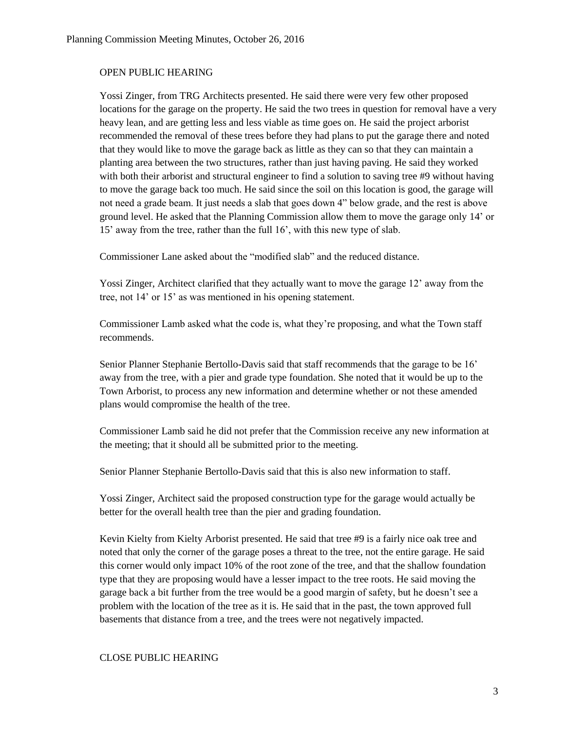OPEN PUBLIC HEARING

Yossi Zinger, from TRG Architects presented. He said there were very few other proposed locations for the garage on the property. He said the two trees in question for removal have a very heavy lean, and are getting less and less viable as time goes on. He said the project arborist recommended the removal of these trees before they had plans to put the garage there and noted that they would like to move the garage back as little as they can so that they can maintain a planting area between the two structures, rather than just having paving. He said they worked with both their arborist and structural engineer to find a solution to saving tree #9 without having to move the garage back too much. He said since the soil on this location is good, the garage will not need a grade beam. It just needs a slab that goes down 4" below grade, and the rest is above ground level. He asked that the Planning Commission allow them to move the garage only 14' or 15' away from the tree, rather than the full 16', with this new type of slab.

Commissioner Lane asked about the "modified slab" and the reduced distance.

Yossi Zinger, Architect clarified that they actually want to move the garage 12' away from the tree, not 14' or 15' as was mentioned in his opening statement.

Commissioner Lamb asked what the code is, what they're proposing, and what the Town staff recommends.

Senior Planner Stephanie Bertollo-Davis said that staff recommends that the garage to be 16' away from the tree, with a pier and grade type foundation. She noted that it would be up to the Town Arborist, to process any new information and determine whether or not these amended plans would compromise the health of the tree.

Commissioner Lamb said he did not prefer that the Commission receive any new information at the meeting; that it should all be submitted prior to the meeting.

Senior Planner Stephanie Bertollo-Davis said that this is also new information to staff.

Yossi Zinger, Architect said the proposed construction type for the garage would actually be better for the overall health tree than the pier and grading foundation.

Kevin Kielty from Kielty Arborist presented. He said that tree #9 is a fairly nice oak tree and noted that only the corner of the garage poses a threat to the tree, not the entire garage. He said this corner would only impact 10% of the root zone of the tree, and that the shallow foundation type that they are proposing would have a lesser impact to the tree roots. He said moving the garage back a bit further from the tree would be a good margin of safety, but he doesn't see a problem with the location of the tree as it is. He said that in the past, the town approved full basements that distance from a tree, and the trees were not negatively impacted.

CLOSE PUBLIC HEARING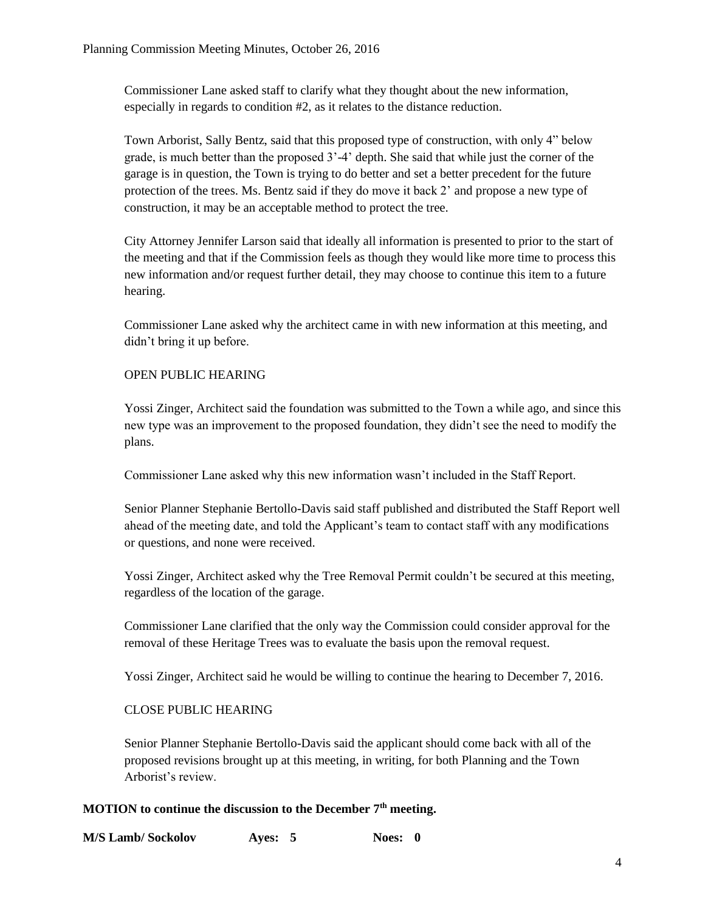Commissioner Lane asked staff to clarify what they thought about the new information, especially in regards to condition #2, as it relates to the distance reduction.

Town Arborist, Sally Bentz, said that this proposed type of construction, with only 4" below grade, is much better than the proposed 3'-4' depth. She said that while just the corner of the garage is in question, the Town is trying to do better and set a better precedent for the future protection of the trees. Ms. Bentz said if they do move it back 2' and propose a new type of construction, it may be an acceptable method to protect the tree.

City Attorney Jennifer Larson said that ideally all information is presented to prior to the start of the meeting and that if the Commission feels as though they would like more time to process this new information and/or request further detail, they may choose to continue this item to a future hearing.

Commissioner Lane asked why the architect came in with new information at this meeting, and didn't bring it up before.

OPEN PUBLIC HEARING

Yossi Zinger, Architect said the foundation was submitted to the Town a while ago, and since this new type was an improvement to the proposed foundation, they didn't see the need to modify the plans.

Commissioner Lane asked why this new information wasn't included in the Staff Report.

Senior Planner Stephanie Bertollo-Davis said staff published and distributed the Staff Report well ahead of the meeting date, and told the Applicant's team to contact staff with any modifications or questions, and none were received.

Yossi Zinger, Architect asked why the Tree Removal Permit couldn't be secured at this meeting, regardless of the location of the garage.

Commissioner Lane clarified that the only way the Commission could consider approval for the removal of these Heritage Trees was to evaluate the basis upon the removal request.

Yossi Zinger, Architect said he would be willing to continue the hearing to December 7, 2016.

CLOSE PUBLIC HEARING

Senior Planner Stephanie Bertollo-Davis said the applicant should come back with all of the proposed revisions brought up at this meeting, in writing, for both Planning and the Town Arborist's review.

**MOTION to continue the discussion to the December 7th meeting.**

**M/S Lamb/ Sockolov    Ayes: 5    Noes: 0**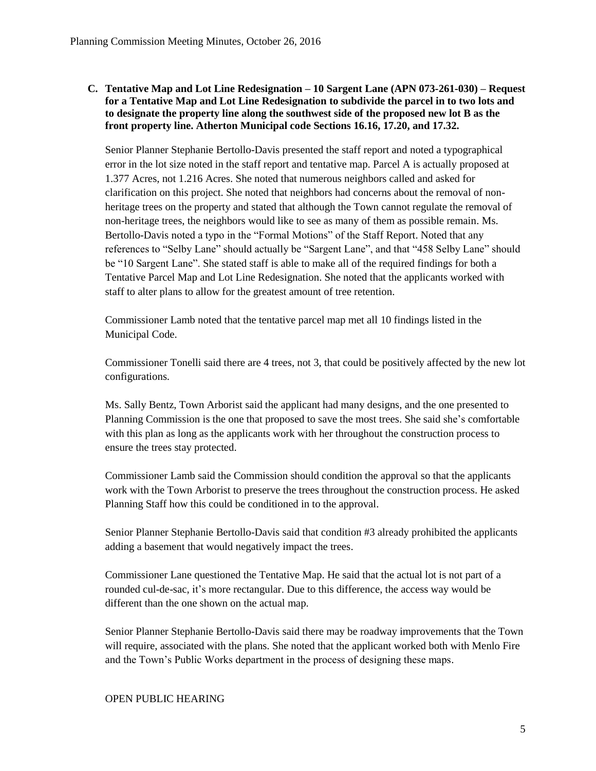**C. Tentative Map and Lot Line Redesignation – 10 Sargent Lane (APN 073-261-030) – Request for a Tentative Map and Lot Line Redesignation to subdivide the parcel in to two lots and to designate the property line along the southwest side of the proposed new lot B as the front property line. Atherton Municipal code Sections 16.16, 17.20, and 17.32.**

Senior Planner Stephanie Bertollo-Davis presented the staff report and noted a typographical error in the lot size noted in the staff report and tentative map. Parcel A is actually proposed at 1.377 Acres, not 1.216 Acres. She noted that numerous neighbors called and asked for clarification on this project. She noted that neighbors had concerns about the removal of non-heritage trees on the property and stated that although the Town cannot regulate the removal of non-heritage trees, the neighbors would like to see as many of them as possible remain. Ms. Bertollo-Davis noted a typo in the "Formal Motions" of the Staff Report. Noted that any references to "Selby Lane" should actually be "Sargent Lane", and that "458 Selby Lane" should be "10 Sargent Lane". She stated staff is able to make all of the required findings for both a Tentative Parcel Map and Lot Line Redesignation. She noted that the applicants worked with staff to alter plans to allow for the greatest amount of tree retention.

Commissioner Lamb noted that the tentative parcel map met all 10 findings listed in the Municipal Code.

Commissioner Tonelli said there are 4 trees, not 3, that could be positively affected by the new lot configurations.

Ms. Sally Bentz, Town Arborist said the applicant had many designs, and the one presented to Planning Commission is the one that proposed to save the most trees. She said she's comfortable with this plan as long as the applicants work with her throughout the construction process to ensure the trees stay protected.

Commissioner Lamb said the Commission should condition the approval so that the applicants work with the Town Arborist to preserve the trees throughout the construction process. He asked Planning Staff how this could be conditioned in to the approval.

Senior Planner Stephanie Bertollo-Davis said that condition #3 already prohibited the applicants adding a basement that would negatively impact the trees.

Commissioner Lane questioned the Tentative Map. He said that the actual lot is not part of a rounded cul-de-sac, it's more rectangular. Due to this difference, the access way would be different than the one shown on the actual map.

Senior Planner Stephanie Bertollo-Davis said there may be roadway improvements that the Town will require, associated with the plans. She noted that the applicant worked both with Menlo Fire and the Town's Public Works department in the process of designing these maps.

OPEN PUBLIC HEARING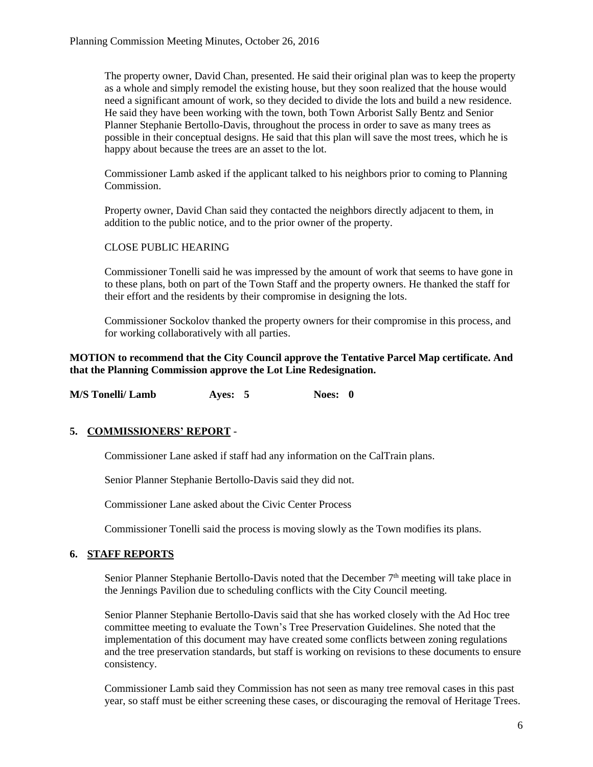The property owner, David Chan, presented. He said their original plan was to keep the property as a whole and simply remodel the existing house, but they soon realized that the house would need a significant amount of work, so they decided to divide the lots and build a new residence. He said they have been working with the town, both Town Arborist Sally Bentz and Senior Planner Stephanie Bertollo-Davis, throughout the process in order to save as many trees as possible in their conceptual designs. He said that this plan will save the most trees, which he is happy about because the trees are an asset to the lot.

Commissioner Lamb asked if the applicant talked to his neighbors prior to coming to Planning Commission.

Property owner, David Chan said they contacted the neighbors directly adjacent to them, in addition to the public notice, and to the prior owner of the property.

CLOSE PUBLIC HEARING

Commissioner Tonelli said he was impressed by the amount of work that seems to have gone in to these plans, both on part of the Town Staff and the property owners. He thanked the staff for their effort and the residents by their compromise in designing the lots.

Commissioner Sockolov thanked the property owners for their compromise in this process, and for working collaboratively with all parties.

**MOTION to recommend that the City Council approve the Tentative Parcel Map certificate. And that the Planning Commission approve the Lot Line Redesignation.**

**M/S Tonelli/ Lamb    Ayes: 5    Noes: 0**

## 5. COMMISSIONERS' REPORT -

Commissioner Lane asked if staff had any information on the CalTrain plans.

Senior Planner Stephanie Bertollo-Davis said they did not.

Commissioner Lane asked about the Civic Center Process

Commissioner Tonelli said the process is moving slowly as the Town modifies its plans.

## 6. STAFF REPORTS

Senior Planner Stephanie Bertollo-Davis noted that the December 7th meeting will take place in the Jennings Pavilion due to scheduling conflicts with the City Council meeting.

Senior Planner Stephanie Bertollo-Davis said that she has worked closely with the Ad Hoc tree committee meeting to evaluate the Town's Tree Preservation Guidelines. She noted that the implementation of this document may have created some conflicts between zoning regulations and the tree preservation standards, but staff is working on revisions to these documents to ensure consistency.

Commissioner Lamb said they Commission has not seen as many tree removal cases in this past year, so staff must be either screening these cases, or discouraging the removal of Heritage Trees.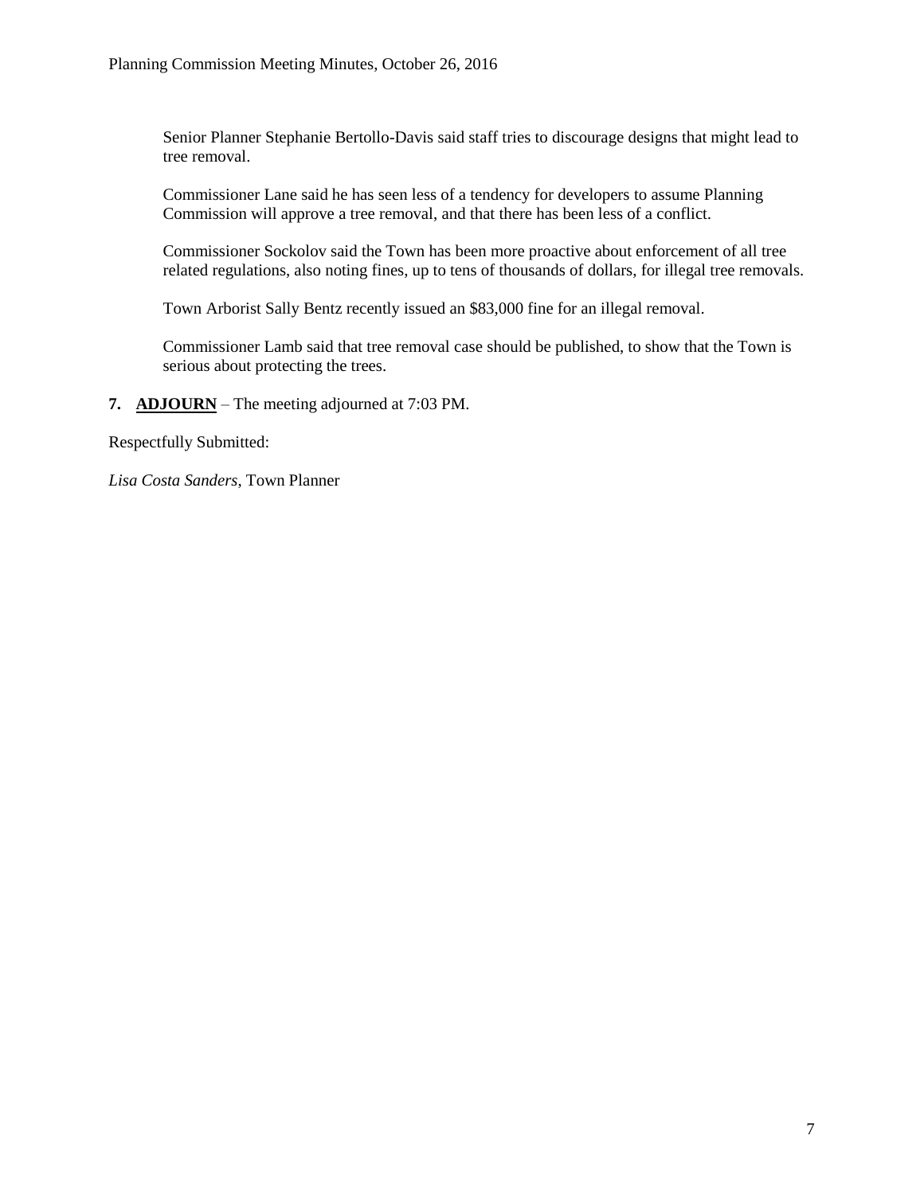Senior Planner Stephanie Bertollo-Davis said staff tries to discourage designs that might lead to tree removal.

Commissioner Lane said he has seen less of a tendency for developers to assume Planning Commission will approve a tree removal, and that there has been less of a conflict.

Commissioner Sockolov said the Town has been more proactive about enforcement of all tree related regulations, also noting fines, up to tens of thousands of dollars, for illegal tree removals.

Town Arborist Sally Bentz recently issued an $83,000 fine for an illegal removal.

Commissioner Lamb said that tree removal case should be published, to show that the Town is serious about protecting the trees.

**7. <u>ADJOURN</u>** – The meeting adjourned at 7:03 PM.

Respectfully Submitted:

*Lisa Costa Sanders*, Town Planner